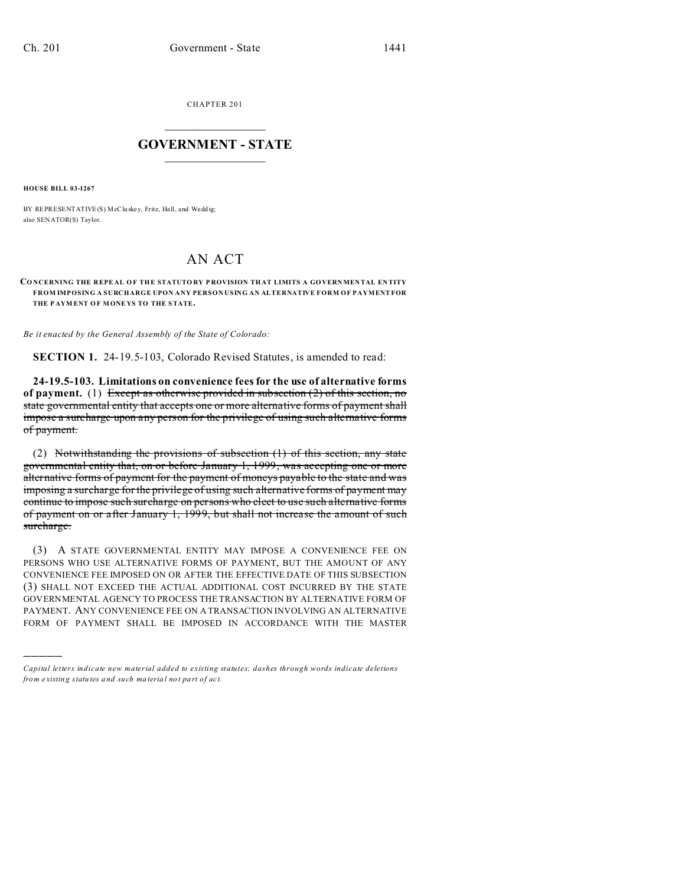CHAPTER 201

# GOVERNMENT - STATE

**HOUSE BILL 03-1267**

BY REPRESENTATIVE(S) McCluskey, Fritz, Hall, and Weddig;
also SENATOR(S) Taylor.

# AN ACT

**CONCERNING THE REPEAL OF THE STATUTORY PROVISION THAT LIMITS A GOVERNMENTAL ENTITY FROM IMPOSING A SURCHARGE UPON ANY PERSON USING AN ALTERNATIVE FORM OF PAYMENT FOR THE PAYMENT OF MONEYS TO THE STATE.**

*Be it enacted by the General Assembly of the State of Colorado:*

**SECTION 1.** 24-19.5-103, Colorado Revised Statutes, is amended to read:

**24-19.5-103. Limitations on convenience fees for the use of alternative forms of payment.** (1) ~~Except as otherwise provided in subsection (2) of this section, no state governmental entity that accepts one or more alternative forms of payment shall impose a surcharge upon any person for the privilege of using such alternative forms of payment.~~

(2) ~~Notwithstanding the provisions of subsection (1) of this section, any state governmental entity that, on or before January 1, 1999, was accepting one or more alternative forms of payment for the payment of moneys payable to the state and was imposing a surcharge for the privilege of using such alternative forms of payment may continue to impose such surcharge on persons who elect to use such alternative forms of payment on or after January 1, 1999, but shall not increase the amount of such surcharge.~~

(3) A STATE GOVERNMENTAL ENTITY MAY IMPOSE A CONVENIENCE FEE ON PERSONS WHO USE ALTERNATIVE FORMS OF PAYMENT, BUT THE AMOUNT OF ANY CONVENIENCE FEE IMPOSED ON OR AFTER THE EFFECTIVE DATE OF THIS SUBSECTION (3) SHALL NOT EXCEED THE ACTUAL ADDITIONAL COST INCURRED BY THE STATE GOVERNMENTAL AGENCY TO PROCESS THE TRANSACTION BY ALTERNATIVE FORM OF PAYMENT. ANY CONVENIENCE FEE ON A TRANSACTION INVOLVING AN ALTERNATIVE FORM OF PAYMENT SHALL BE IMPOSED IN ACCORDANCE WITH THE MASTER

---

*Capital letters indicate new material added to existing statutes; dashes through words indicate deletions from existing statutes and such material not part of act.*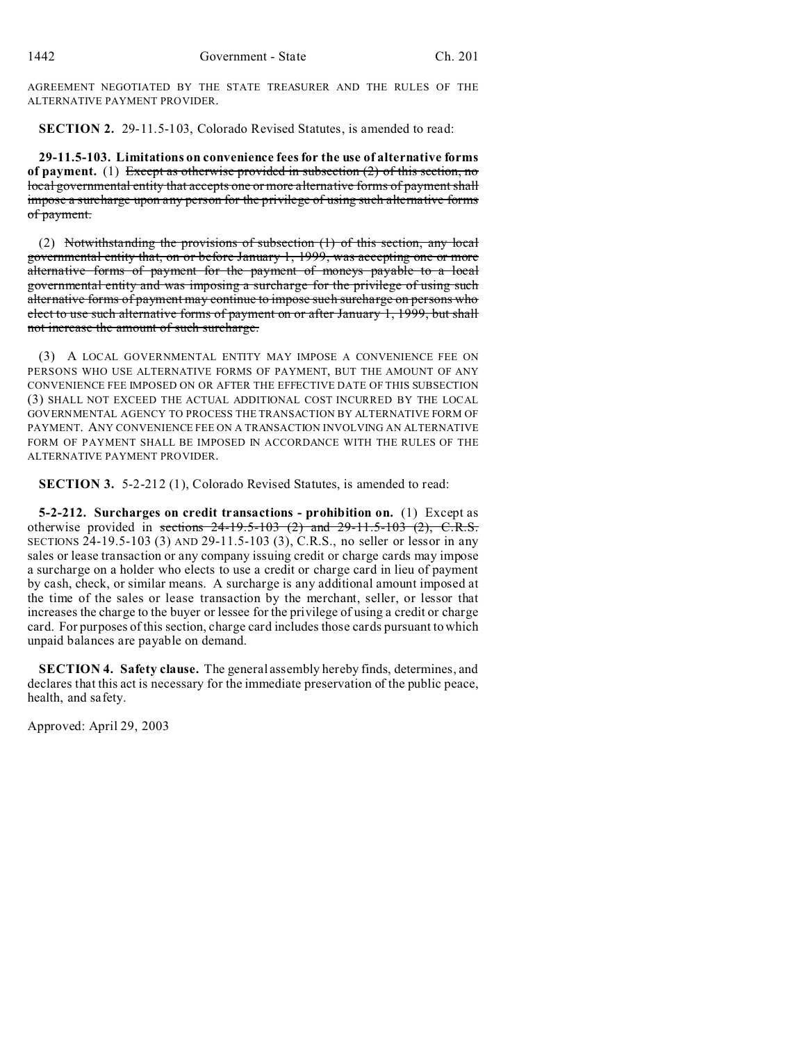AGREEMENT NEGOTIATED BY THE STATE TREASURER AND THE RULES OF THE ALTERNATIVE PAYMENT PROVIDER.

**SECTION 2.** 29-11.5-103, Colorado Revised Statutes, is amended to read:

**29-11.5-103. Limitations on convenience fees for the use of alternative forms of payment.** (1) ~~Except as otherwise provided in subsection (2) of this section, no local governmental entity that accepts one or more alternative forms of payment shall impose a surcharge upon any person for the privilege of using such alternative forms of payment.~~

(2) ~~Notwithstanding the provisions of subsection (1) of this section, any local governmental entity that, on or before January 1, 1999, was accepting one or more alternative forms of payment for the payment of moneys payable to a local governmental entity and was imposing a surcharge for the privilege of using such alternative forms of payment may continue to impose such surcharge on persons who elect to use such alternative forms of payment on or after January 1, 1999, but shall not increase the amount of such surcharge.~~

(3) A LOCAL GOVERNMENTAL ENTITY MAY IMPOSE A CONVENIENCE FEE ON PERSONS WHO USE ALTERNATIVE FORMS OF PAYMENT, BUT THE AMOUNT OF ANY CONVENIENCE FEE IMPOSED ON OR AFTER THE EFFECTIVE DATE OF THIS SUBSECTION (3) SHALL NOT EXCEED THE ACTUAL ADDITIONAL COST INCURRED BY THE LOCAL GOVERNMENTAL AGENCY TO PROCESS THE TRANSACTION BY ALTERNATIVE FORM OF PAYMENT. ANY CONVENIENCE FEE ON A TRANSACTION INVOLVING AN ALTERNATIVE FORM OF PAYMENT SHALL BE IMPOSED IN ACCORDANCE WITH THE RULES OF THE ALTERNATIVE PAYMENT PROVIDER.

**SECTION 3.** 5-2-212 (1), Colorado Revised Statutes, is amended to read:

**5-2-212. Surcharges on credit transactions - prohibition on.** (1) Except as otherwise provided in ~~sections 24-19.5-103 (2) and 29-11.5-103 (2), C.R.S.~~ SECTIONS 24-19.5-103 (3) AND 29-11.5-103 (3), C.R.S., no seller or lessor in any sales or lease transaction or any company issuing credit or charge cards may impose a surcharge on a holder who elects to use a credit or charge card in lieu of payment by cash, check, or similar means. A surcharge is any additional amount imposed at the time of the sales or lease transaction by the merchant, seller, or lessor that increases the charge to the buyer or lessee for the privilege of using a credit or charge card. For purposes of this section, charge card includes those cards pursuant to which unpaid balances are payable on demand.

**SECTION 4. Safety clause.** The general assembly hereby finds, determines, and declares that this act is necessary for the immediate preservation of the public peace, health, and safety.

Approved: April 29, 2003